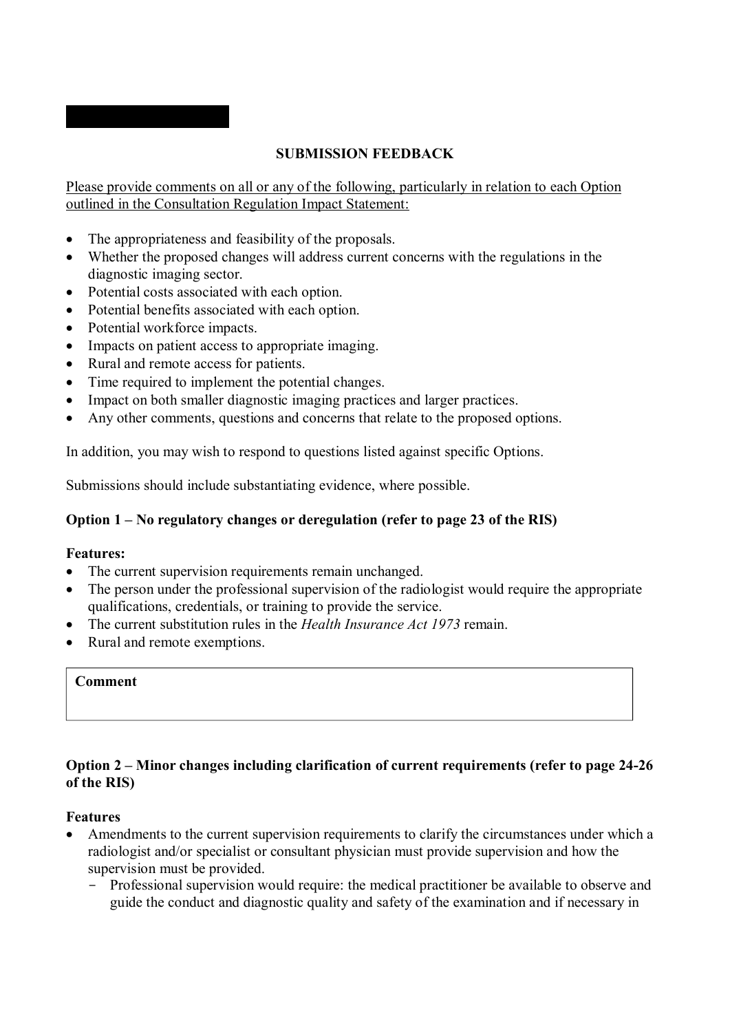## SUBMISSION FEEDBACK

Please provide comments on all or any of the following, particularly in relation to each Option outlined in the Consultation Regulation Impact Statement:

- The appropriateness and feasibility of the proposals.
- Whether the proposed changes will address current concerns with the regulations in the diagnostic imaging sector.
- Potential costs associated with each option.
- Potential benefits associated with each option.
- Potential workforce impacts.
- Impacts on patient access to appropriate imaging.
- Rural and remote access for patients.
- Time required to implement the potential changes.
- Impact on both smaller diagnostic imaging practices and larger practices.
- Any other comments, questions and concerns that relate to the proposed options.

In addition, you may wish to respond to questions listed against specific Options.

Submissions should include substantiating evidence, where possible.

### Option 1 – No regulatory changes or deregulation (refer to page 23 of the RIS)

**Features:**

- The current supervision requirements remain unchanged.
- The person under the professional supervision of the radiologist would require the appropriate qualifications, credentials, or training to provide the service.
- The current substitution rules in the *Health Insurance Act 1973* remain.
- Rural and remote exemptions.

| **Comment** |
|---|
| |

### Option 2 – Minor changes including clarification of current requirements (refer to page 24-26 of the RIS)

**Features**

- Amendments to the current supervision requirements to clarify the circumstances under which a radiologist and/or specialist or consultant physician must provide supervision and how the supervision must be provided.
  - Professional supervision would require: the medical practitioner be available to observe and guide the conduct and diagnostic quality and safety of the examination and if necessary in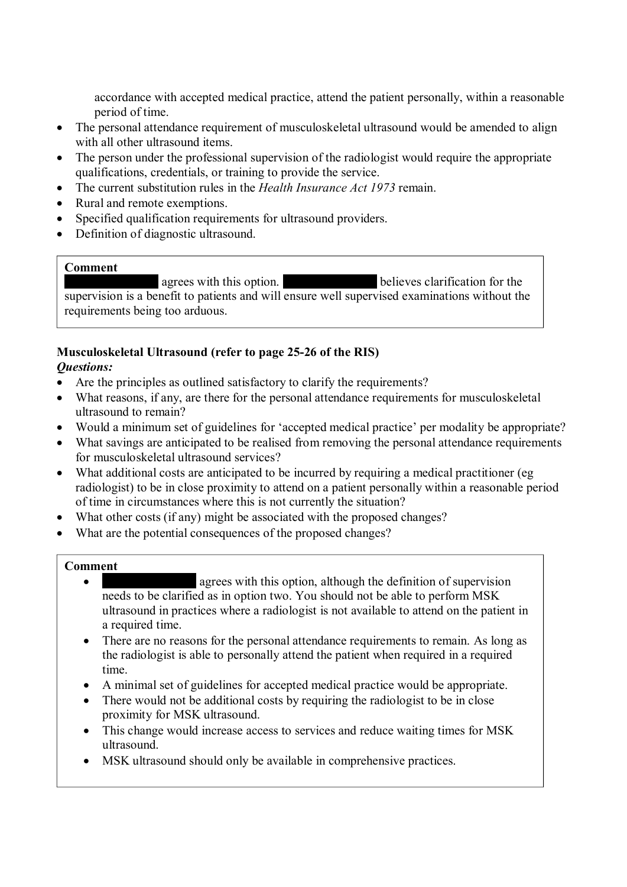accordance with accepted medical practice, attend the patient personally, within a reasonable period of time.

- The personal attendance requirement of musculoskeletal ultrasound would be amended to align with all other ultrasound items.
- The person under the professional supervision of the radiologist would require the appropriate qualifications, credentials, or training to provide the service.
- The current substitution rules in the *Health Insurance Act 1973* remain.
- Rural and remote exemptions.
- Specified qualification requirements for ultrasound providers.
- Definition of diagnostic ultrasound.

> **Comment**
>
> [REDACTED] agrees with this option. [REDACTED] believes clarification for the supervision is a benefit to patients and will ensure well supervised examinations without the requirements being too arduous.

**Musculoskeletal Ultrasound (refer to page 25-26 of the RIS)**

***Questions:***

- Are the principles as outlined satisfactory to clarify the requirements?
- What reasons, if any, are there for the personal attendance requirements for musculoskeletal ultrasound to remain?
- Would a minimum set of guidelines for 'accepted medical practice' per modality be appropriate?
- What savings are anticipated to be realised from removing the personal attendance requirements for musculoskeletal ultrasound services?
- What additional costs are anticipated to be incurred by requiring a medical practitioner (eg radiologist) to be in close proximity to attend on a patient personally within a reasonable period of time in circumstances where this is not currently the situation?
- What other costs (if any) might be associated with the proposed changes?
- What are the potential consequences of the proposed changes?

> **Comment**
>
> - [REDACTED] agrees with this option, although the definition of supervision needs to be clarified as in option two. You should not be able to perform MSK ultrasound in practices where a radiologist is not available to attend on the patient in a required time.
> - There are no reasons for the personal attendance requirements to remain. As long as the radiologist is able to personally attend the patient when required in a required time.
> - A minimal set of guidelines for accepted medical practice would be appropriate.
> - There would not be additional costs by requiring the radiologist to be in close proximity for MSK ultrasound.
> - This change would increase access to services and reduce waiting times for MSK ultrasound.
> - MSK ultrasound should only be available in comprehensive practices.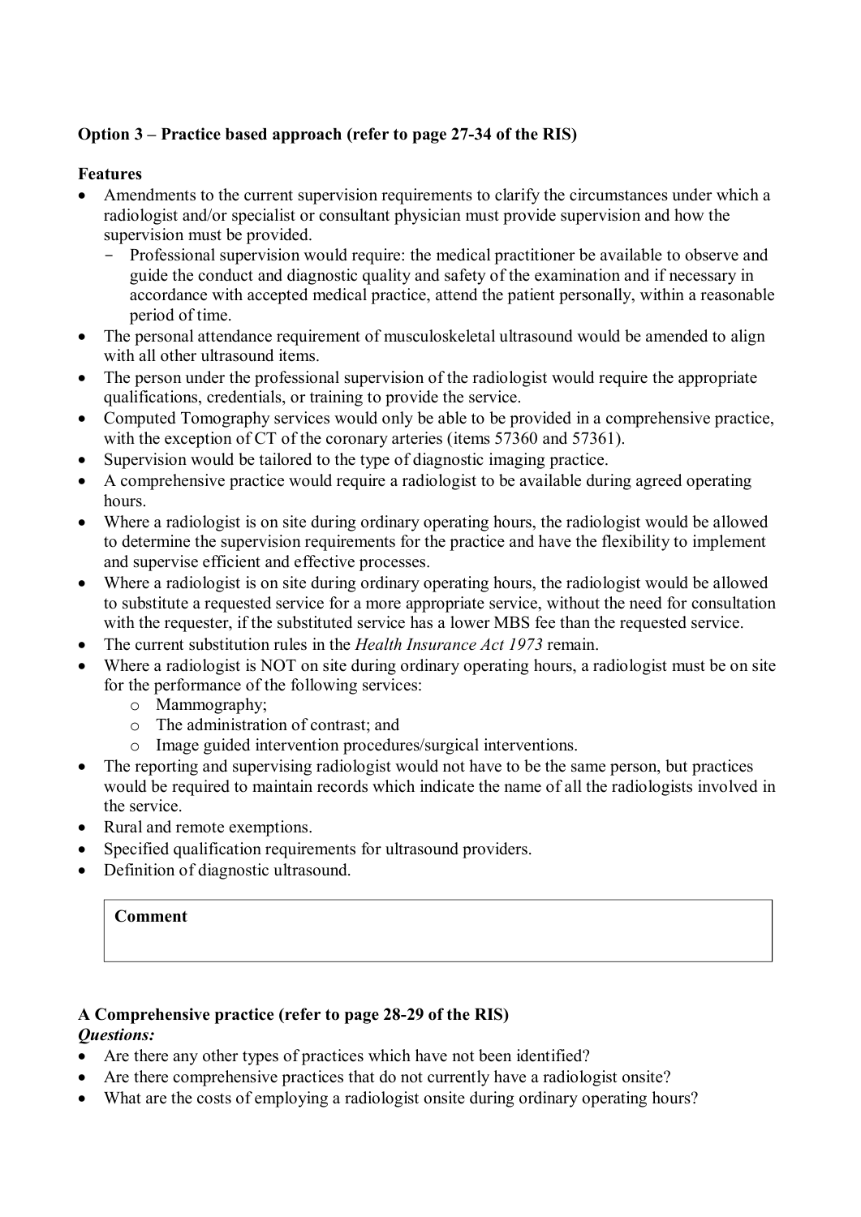**Option 3 – Practice based approach (refer to page 27-34 of the RIS)**

**Features**

- Amendments to the current supervision requirements to clarify the circumstances under which a radiologist and/or specialist or consultant physician must provide supervision and how the supervision must be provided.
  - Professional supervision would require: the medical practitioner be available to observe and guide the conduct and diagnostic quality and safety of the examination and if necessary in accordance with accepted medical practice, attend the patient personally, within a reasonable period of time.
- The personal attendance requirement of musculoskeletal ultrasound would be amended to align with all other ultrasound items.
- The person under the professional supervision of the radiologist would require the appropriate qualifications, credentials, or training to provide the service.
- Computed Tomography services would only be able to be provided in a comprehensive practice, with the exception of CT of the coronary arteries (items 57360 and 57361).
- Supervision would be tailored to the type of diagnostic imaging practice.
- A comprehensive practice would require a radiologist to be available during agreed operating hours.
- Where a radiologist is on site during ordinary operating hours, the radiologist would be allowed to determine the supervision requirements for the practice and have the flexibility to implement and supervise efficient and effective processes.
- Where a radiologist is on site during ordinary operating hours, the radiologist would be allowed to substitute a requested service for a more appropriate service, without the need for consultation with the requester, if the substituted service has a lower MBS fee than the requested service.
- The current substitution rules in the *Health Insurance Act 1973* remain.
- Where a radiologist is NOT on site during ordinary operating hours, a radiologist must be on site for the performance of the following services:
  - Mammography;
  - The administration of contrast; and
  - Image guided intervention procedures/surgical interventions.
- The reporting and supervising radiologist would not have to be the same person, but practices would be required to maintain records which indicate the name of all the radiologists involved in the service.
- Rural and remote exemptions.
- Specified qualification requirements for ultrasound providers.
- Definition of diagnostic ultrasound.

| **Comment** |
| --- |
| |

**A Comprehensive practice (refer to page 28-29 of the RIS)**

***Questions:***

- Are there any other types of practices which have not been identified?
- Are there comprehensive practices that do not currently have a radiologist onsite?
- What are the costs of employing a radiologist onsite during ordinary operating hours?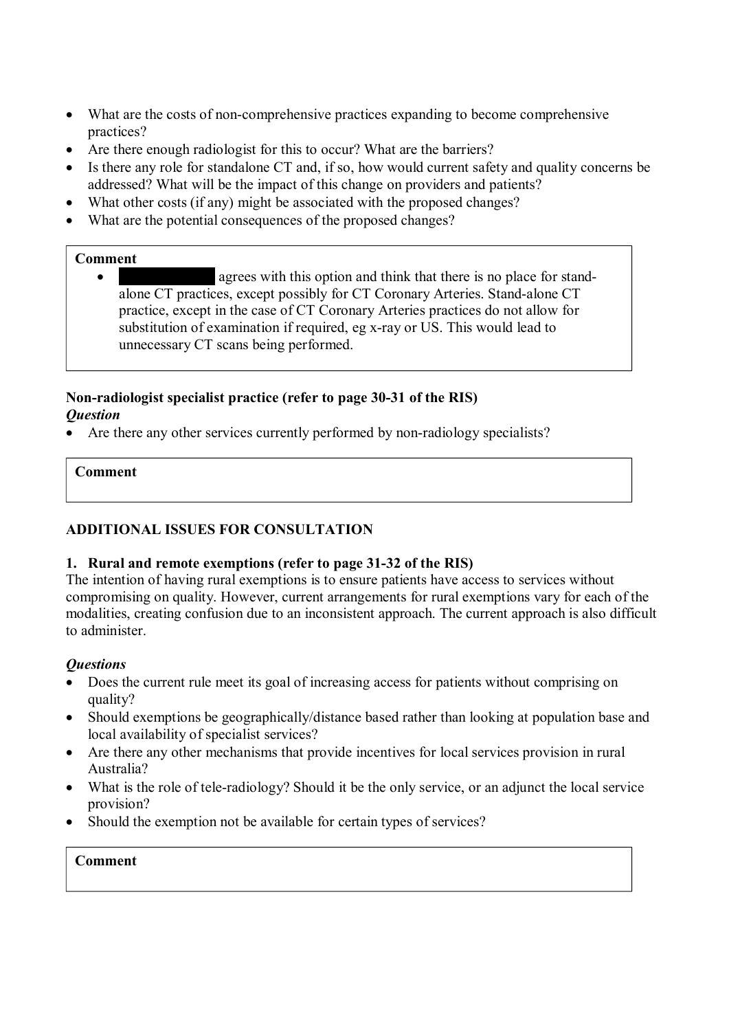- What are the costs of non-comprehensive practices expanding to become comprehensive practices?
- Are there enough radiologist for this to occur? What are the barriers?
- Is there any role for standalone CT and, if so, how would current safety and quality concerns be addressed? What will be the impact of this change on providers and patients?
- What other costs (if any) might be associated with the proposed changes?
- What are the potential consequences of the proposed changes?

| **Comment** |
|---|
| • [REDACTED] agrees with this option and think that there is no place for stand-alone CT practices, except possibly for CT Coronary Arteries. Stand-alone CT practice, except in the case of CT Coronary Arteries practices do not allow for substitution of examination if required, eg x-ray or US. This would lead to unnecessary CT scans being performed. |

**Non-radiologist specialist practice (refer to page 30-31 of the RIS)**

***Question***

- Are there any other services currently performed by non-radiology specialists?

| **Comment** |
|---|
| |

**ADDITIONAL ISSUES FOR CONSULTATION**

**1. Rural and remote exemptions (refer to page 31-32 of the RIS)**

The intention of having rural exemptions is to ensure patients have access to services without compromising on quality. However, current arrangements for rural exemptions vary for each of the modalities, creating confusion due to an inconsistent approach. The current approach is also difficult to administer.

***Questions***

- Does the current rule meet its goal of increasing access for patients without comprising on quality?
- Should exemptions be geographically/distance based rather than looking at population base and local availability of specialist services?
- Are there any other mechanisms that provide incentives for local services provision in rural Australia?
- What is the role of tele-radiology? Should it be the only service, or an adjunct the local service provision?
- Should the exemption not be available for certain types of services?

| **Comment** |
|---|
| |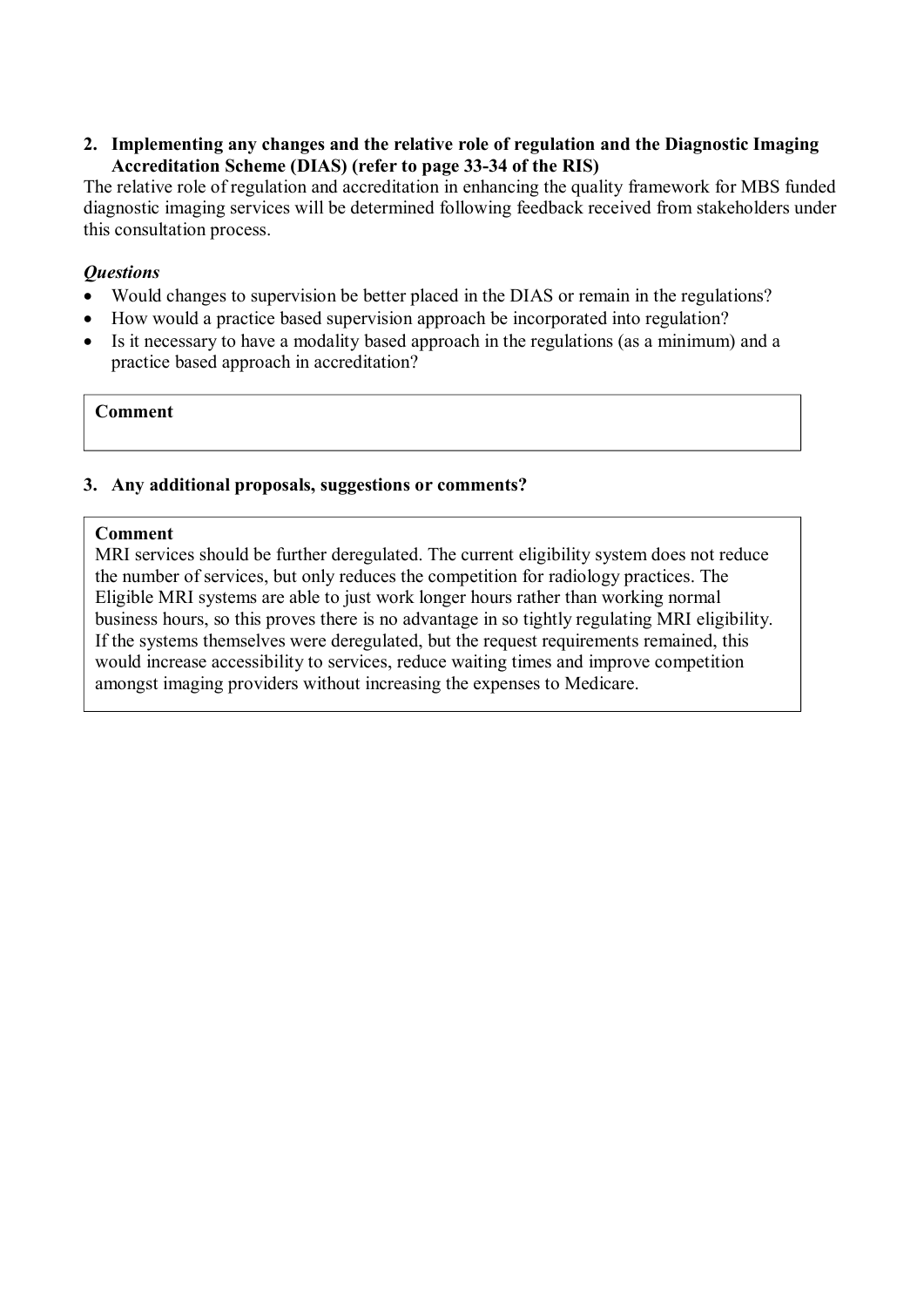## 2. Implementing any changes and the relative role of regulation and the Diagnostic Imaging Accreditation Scheme (DIAS) (refer to page 33-34 of the RIS)

The relative role of regulation and accreditation in enhancing the quality framework for MBS funded diagnostic imaging services will be determined following feedback received from stakeholders under this consultation process.

***Questions***

- Would changes to supervision be better placed in the DIAS or remain in the regulations?
- How would a practice based supervision approach be incorporated into regulation?
- Is it necessary to have a modality based approach in the regulations (as a minimum) and a practice based approach in accreditation?

**Comment**

## 3. Any additional proposals, suggestions or comments?

**Comment**

MRI services should be further deregulated. The current eligibility system does not reduce the number of services, but only reduces the competition for radiology practices. The Eligible MRI systems are able to just work longer hours rather than working normal business hours, so this proves there is no advantage in so tightly regulating MRI eligibility. If the systems themselves were deregulated, but the request requirements remained, this would increase accessibility to services, reduce waiting times and improve competition amongst imaging providers without increasing the expenses to Medicare.